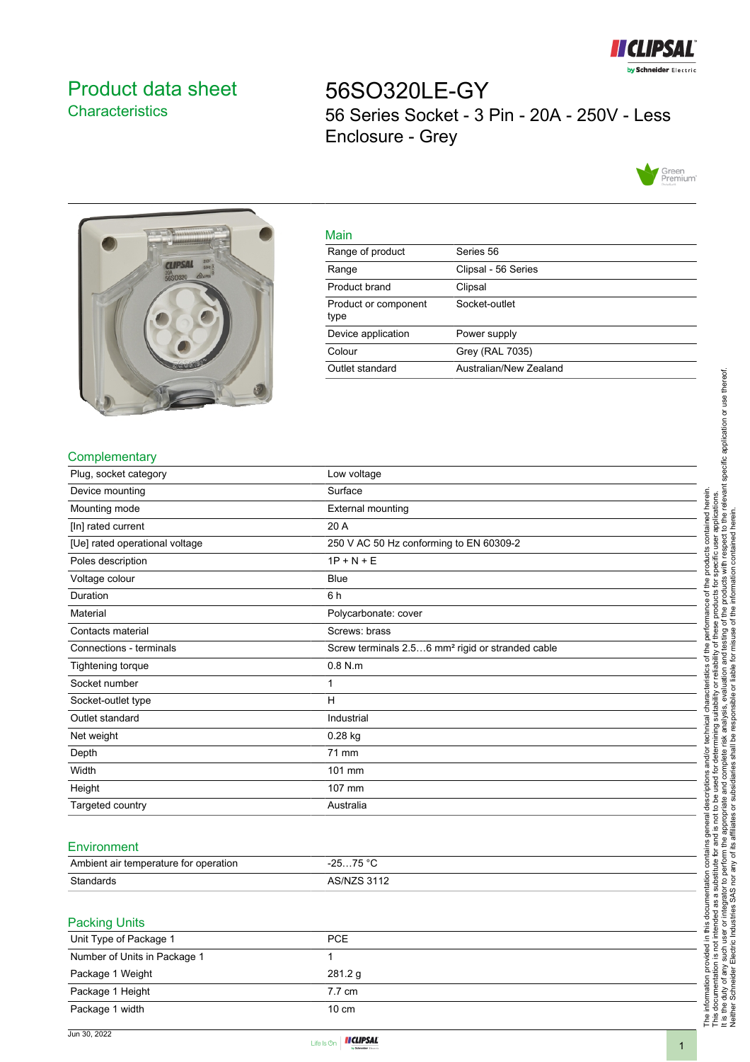# Product data sheet

## Characteristics

# 56SO320LE-GY

56 Series Socket - 3 Pin - 20A - 250V - Less Enclosure - Grey

### Main

| | |
|---|---|
| Range of product | Series 56 |
| Range | Clipsal - 56 Series |
| Product brand | Clipsal |
| Product or component type | Socket-outlet |
| Device application | Power supply |
| Colour | Grey (RAL 7035) |
| Outlet standard | Australian/New Zealand |

### Complementary

| | |
|---|---|
| Plug, socket category | Low voltage |
| Device mounting | Surface |
| Mounting mode | External mounting |
| [In] rated current | 20 A |
| [Ue] rated operational voltage | 250 V AC 50 Hz conforming to EN 60309-2 |
| Poles description | 1P + N + E |
| Voltage colour | Blue |
| Duration | 6 h |
| Material | Polycarbonate: cover |
| Contacts material | Screws: brass |
| Connections - terminals | Screw terminals 2.5…6 mm² rigid or stranded cable |
| Tightening torque | 0.8 N.m |
| Socket number | 1 |
| Socket-outlet type | H |
| Outlet standard | Industrial |
| Net weight | 0.28 kg |
| Depth | 71 mm |
| Width | 101 mm |
| Height | 107 mm |
| Targeted country | Australia |

### Environment

| | |
|---|---|
| Ambient air temperature for operation | -25…75 °C |
| Standards | AS/NZS 3112 |

### Packing Units

| | |
|---|---|
| Unit Type of Package 1 | PCE |
| Number of Units in Package 1 | 1 |
| Package 1 Weight | 281.2 g |
| Package 1 Height | 7.7 cm |
| Package 1 width | 10 cm |

The information provided in this documentation contains general descriptions and/or technical characteristics of the performance of the products contained herein. This documentation is not intended as a substitute for and is not to be used for determining suitability or reliability of these products for specific user applications. It is the duty of any such user or integrator to perform the appropriate and complete risk analysis, evaluation and testing of the products with respect to the relevant specific application or use thereof. Neither Schneider Electric Industries SAS nor any of its affiliates or subsidiaries shall be responsible or liable for misuse of the information contained herein.

Jun 30, 2022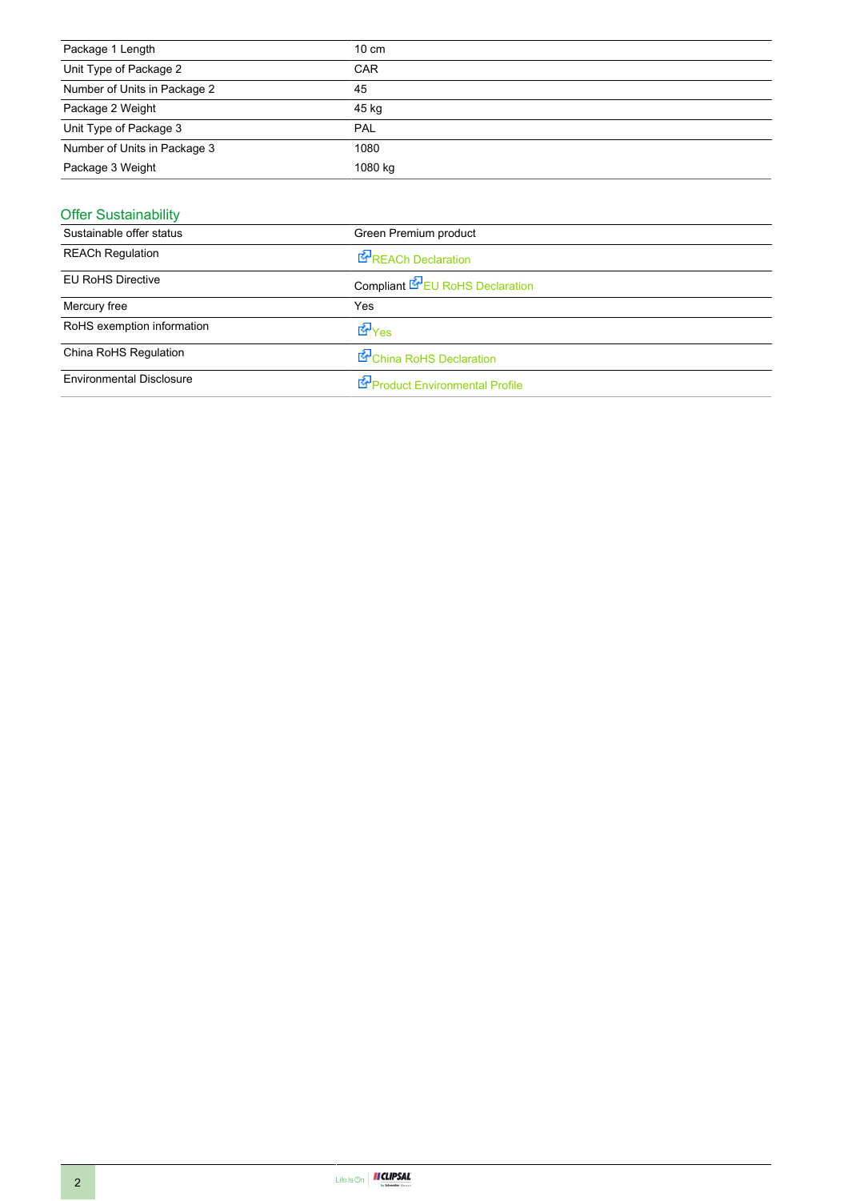| | |
|---|---|
| Package 1 Length | 10 cm |
| Unit Type of Package 2 | CAR |
| Number of Units in Package 2 | 45 |
| Package 2 Weight | 45 kg |
| Unit Type of Package 3 | PAL |
| Number of Units in Package 3 | 1080 |
| Package 3 Weight | 1080 kg |

## Offer Sustainability

| | |
|---|---|
| Sustainable offer status | Green Premium product |
| REACh Regulation | REACh Declaration |
| EU RoHS Directive | Compliant EU RoHS Declaration |
| Mercury free | Yes |
| RoHS exemption information | Yes |
| China RoHS Regulation | China RoHS Declaration |
| Environmental Disclosure | Product Environmental Profile |